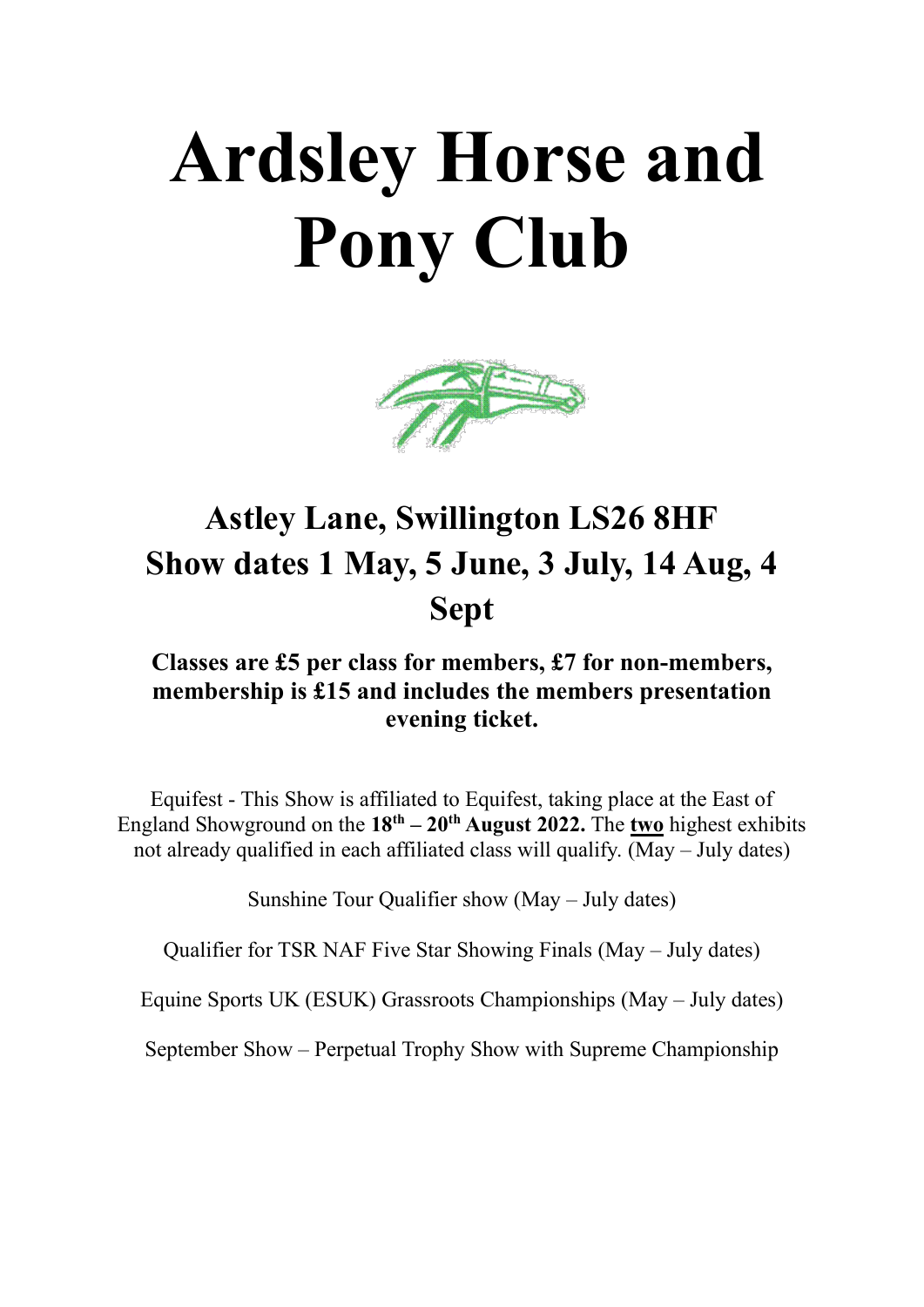# Ardsley Horse and Pony Club

## Astley Lane, Swillington LS26 8HF
## Show dates 1 May, 5 June, 3 July, 14 Aug, 4 Sept

**Classes are £5 per class for members, £7 for non-members, membership is £15 and includes the members presentation evening ticket.**

Equifest - This Show is affiliated to Equifest, taking place at the East of England Showground on the **18th – 20th August 2022.** The **two** highest exhibits not already qualified in each affiliated class will qualify. (May – July dates)

Sunshine Tour Qualifier show (May – July dates)

Qualifier for TSR NAF Five Star Showing Finals (May – July dates)

Equine Sports UK (ESUK) Grassroots Championships (May – July dates)

September Show – Perpetual Trophy Show with Supreme Championship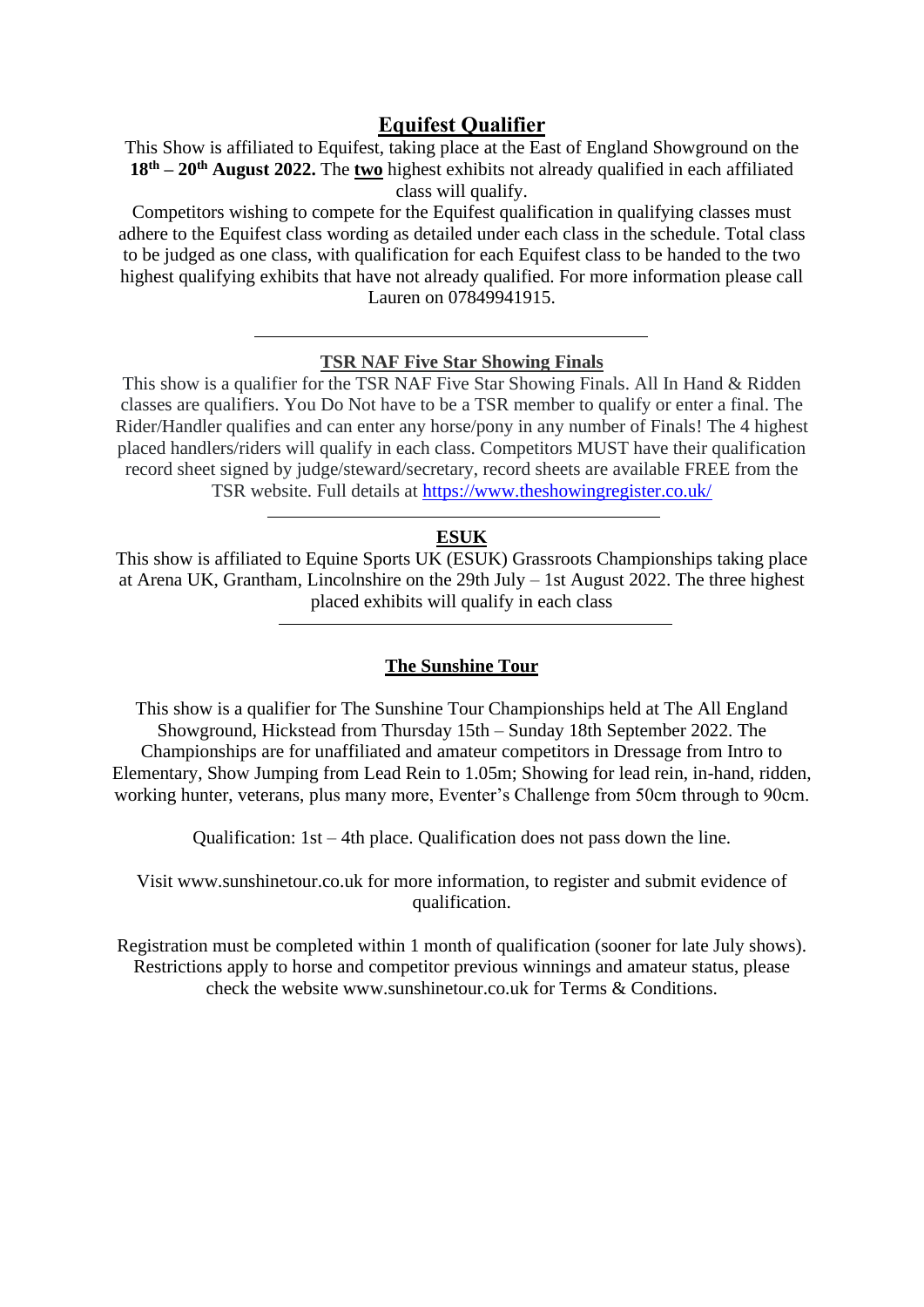## Equifest Qualifier

This Show is affiliated to Equifest, taking place at the East of England Showground on the **18th – 20th August 2022.** The **two** highest exhibits not already qualified in each affiliated class will qualify.

Competitors wishing to compete for the Equifest qualification in qualifying classes must adhere to the Equifest class wording as detailed under each class in the schedule. Total class to be judged as one class, with qualification for each Equifest class to be handed to the two highest qualifying exhibits that have not already qualified. For more information please call Lauren on 07849941915.

---

### TSR NAF Five Star Showing Finals

This show is a qualifier for the TSR NAF Five Star Showing Finals. All In Hand & Ridden classes are qualifiers. You Do Not have to be a TSR member to qualify or enter a final. The Rider/Handler qualifies and can enter any horse/pony in any number of Finals! The 4 highest placed handlers/riders will qualify in each class. Competitors MUST have their qualification record sheet signed by judge/steward/secretary, record sheets are available FREE from the TSR website. Full details at https://www.theshowingregister.co.uk/

---

### ESUK

This show is affiliated to Equine Sports UK (ESUK) Grassroots Championships taking place at Arena UK, Grantham, Lincolnshire on the 29th July – 1st August 2022. The three highest placed exhibits will qualify in each class

---

### The Sunshine Tour

This show is a qualifier for The Sunshine Tour Championships held at The All England Showground, Hickstead from Thursday 15th – Sunday 18th September 2022. The Championships are for unaffiliated and amateur competitors in Dressage from Intro to Elementary, Show Jumping from Lead Rein to 1.05m; Showing for lead rein, in-hand, ridden, working hunter, veterans, plus many more, Eventer's Challenge from 50cm through to 90cm.

Qualification: 1st – 4th place. Qualification does not pass down the line.

Visit www.sunshinetour.co.uk for more information, to register and submit evidence of qualification.

Registration must be completed within 1 month of qualification (sooner for late July shows). Restrictions apply to horse and competitor previous winnings and amateur status, please check the website www.sunshinetour.co.uk for Terms & Conditions.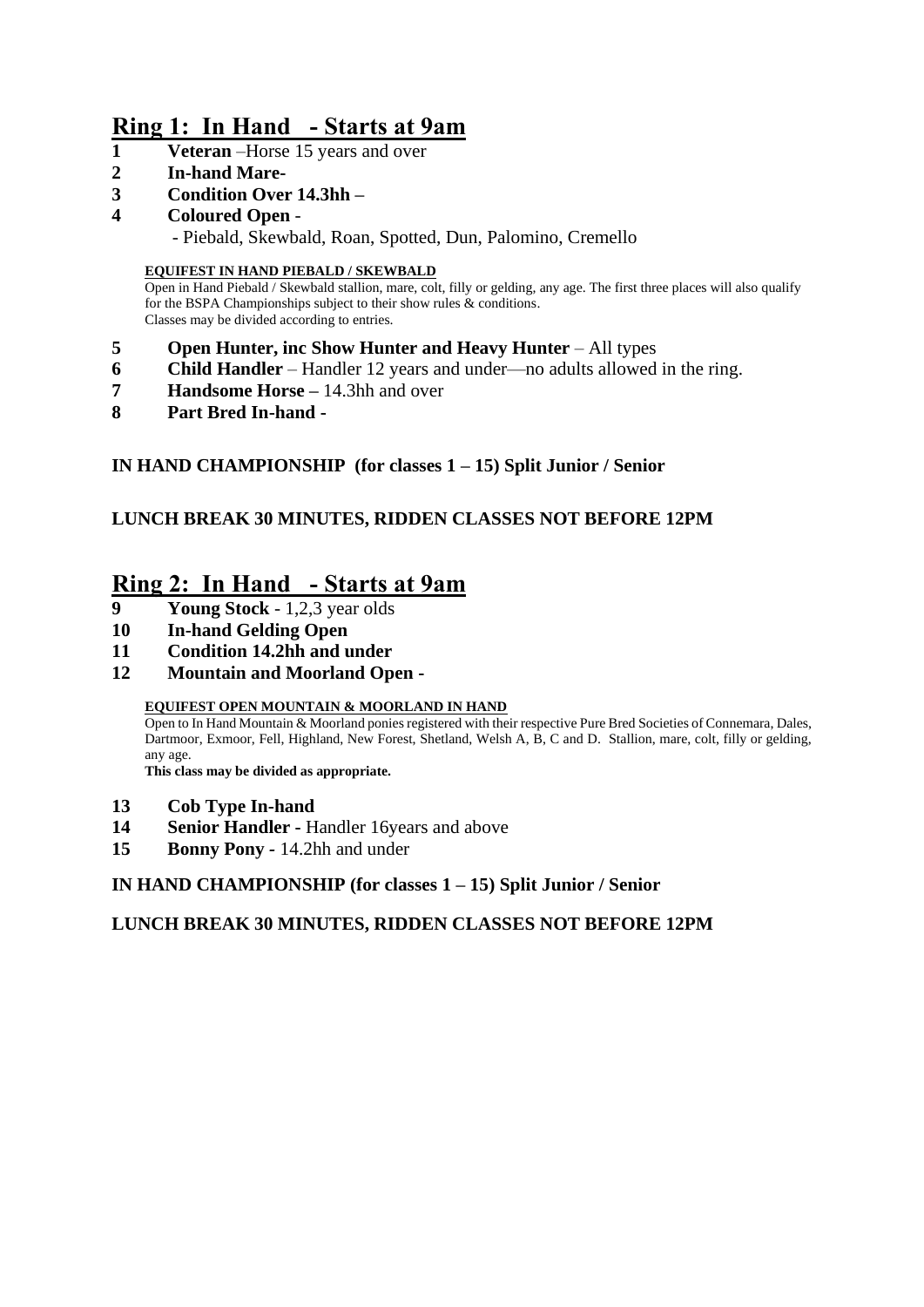## Ring 1: In Hand - Starts at 9am

1 **Veteran** –Horse 15 years and over
2 **In-hand Mare-**
3 **Condition Over 14.3hh –**
4 **Coloured Open** -
 - Piebald, Skewbald, Roan, Spotted, Dun, Palomino, Cremello

**EQUIFEST IN HAND PIEBALD / SKEWBALD**
Open in Hand Piebald / Skewbald stallion, mare, colt, filly or gelding, any age. The first three places will also qualify for the BSPA Championships subject to their show rules & conditions.
Classes may be divided according to entries.

5 **Open Hunter, inc Show Hunter and Heavy Hunter** – All types
6 **Child Handler** – Handler 12 years and under—no adults allowed in the ring.
7 **Handsome Horse –** 14.3hh and over
8 **Part Bred In-hand -**

**IN HAND CHAMPIONSHIP (for classes 1 – 15) Split Junior / Senior**

**LUNCH BREAK 30 MINUTES, RIDDEN CLASSES NOT BEFORE 12PM**

## Ring 2: In Hand - Starts at 9am

9 **Young Stock** - 1,2,3 year olds
10 **In-hand Gelding Open**
11 **Condition 14.2hh and under**
12 **Mountain and Moorland Open -**

**EQUIFEST OPEN MOUNTAIN & MOORLAND IN HAND**
Open to In Hand Mountain & Moorland ponies registered with their respective Pure Bred Societies of Connemara, Dales, Dartmoor, Exmoor, Fell, Highland, New Forest, Shetland, Welsh A, B, C and D. Stallion, mare, colt, filly or gelding, any age.
**This class may be divided as appropriate.**

13 **Cob Type In-hand**
14 **Senior Handler** - Handler 16years and above
15 **Bonny Pony** - 14.2hh and under

**IN HAND CHAMPIONSHIP (for classes 1 – 15) Split Junior / Senior**

**LUNCH BREAK 30 MINUTES, RIDDEN CLASSES NOT BEFORE 12PM**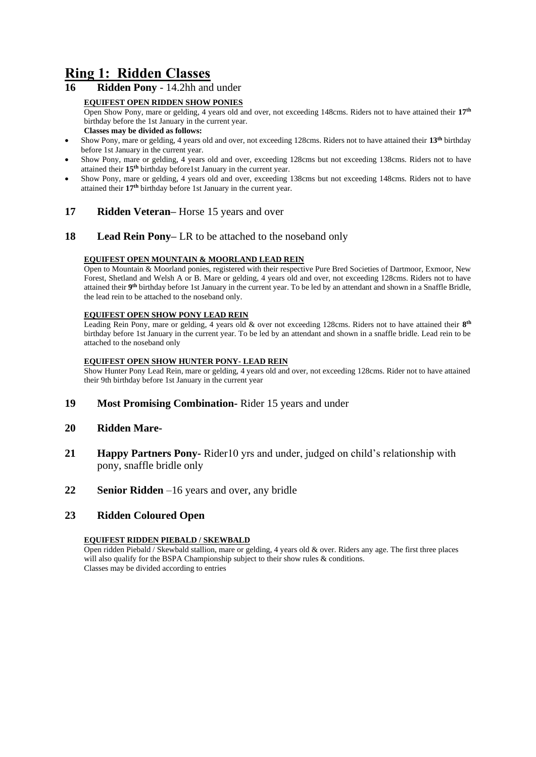# Ring 1: Ridden Classes

## 16 Ridden Pony - 14.2hh and under

**EQUIFEST OPEN RIDDEN SHOW PONIES**

Open Show Pony, mare or gelding, 4 years old and over, not exceeding 148cms. Riders not to have attained their **17th** birthday before the 1st January in the current year.

**Classes may be divided as follows:**

- Show Pony, mare or gelding, 4 years old and over, not exceeding 128cms. Riders not to have attained their **13th** birthday before 1st January in the current year.
- Show Pony, mare or gelding, 4 years old and over, exceeding 128cms but not exceeding 138cms. Riders not to have attained their **15th** birthday before1st January in the current year.
- Show Pony, mare or gelding, 4 years old and over, exceeding 138cms but not exceeding 148cms. Riders not to have attained their **17th** birthday before 1st January in the current year.

## 17 Ridden Veteran– Horse 15 years and over

## 18 Lead Rein Pony– LR to be attached to the noseband only

**EQUIFEST OPEN MOUNTAIN & MOORLAND LEAD REIN**

Open to Mountain & Moorland ponies, registered with their respective Pure Bred Societies of Dartmoor, Exmoor, New Forest, Shetland and Welsh A or B. Mare or gelding, 4 years old and over, not exceeding 128cms. Riders not to have attained their **9th** birthday before 1st January in the current year. To be led by an attendant and shown in a Snaffle Bridle, the lead rein to be attached to the noseband only.

**EQUIFEST OPEN SHOW PONY LEAD REIN**

Leading Rein Pony, mare or gelding, 4 years old & over not exceeding 128cms. Riders not to have attained their **8th** birthday before 1st January in the current year. To be led by an attendant and shown in a snaffle bridle. Lead rein to be attached to the noseband only

**EQUIFEST OPEN SHOW HUNTER PONY- LEAD REIN**

Show Hunter Pony Lead Rein, mare or gelding, 4 years old and over, not exceeding 128cms. Rider not to have attained their 9th birthday before 1st January in the current year

## 19 Most Promising Combination- Rider 15 years and under

## 20 Ridden Mare-

## 21 Happy Partners Pony- Rider10 yrs and under, judged on child's relationship with pony, snaffle bridle only

## 22 Senior Ridden –16 years and over, any bridle

## 23 Ridden Coloured Open

**EQUIFEST RIDDEN PIEBALD / SKEWBALD**

Open ridden Piebald / Skewbald stallion, mare or gelding, 4 years old & over. Riders any age. The first three places will also qualify for the BSPA Championship subject to their show rules & conditions.

Classes may be divided according to entries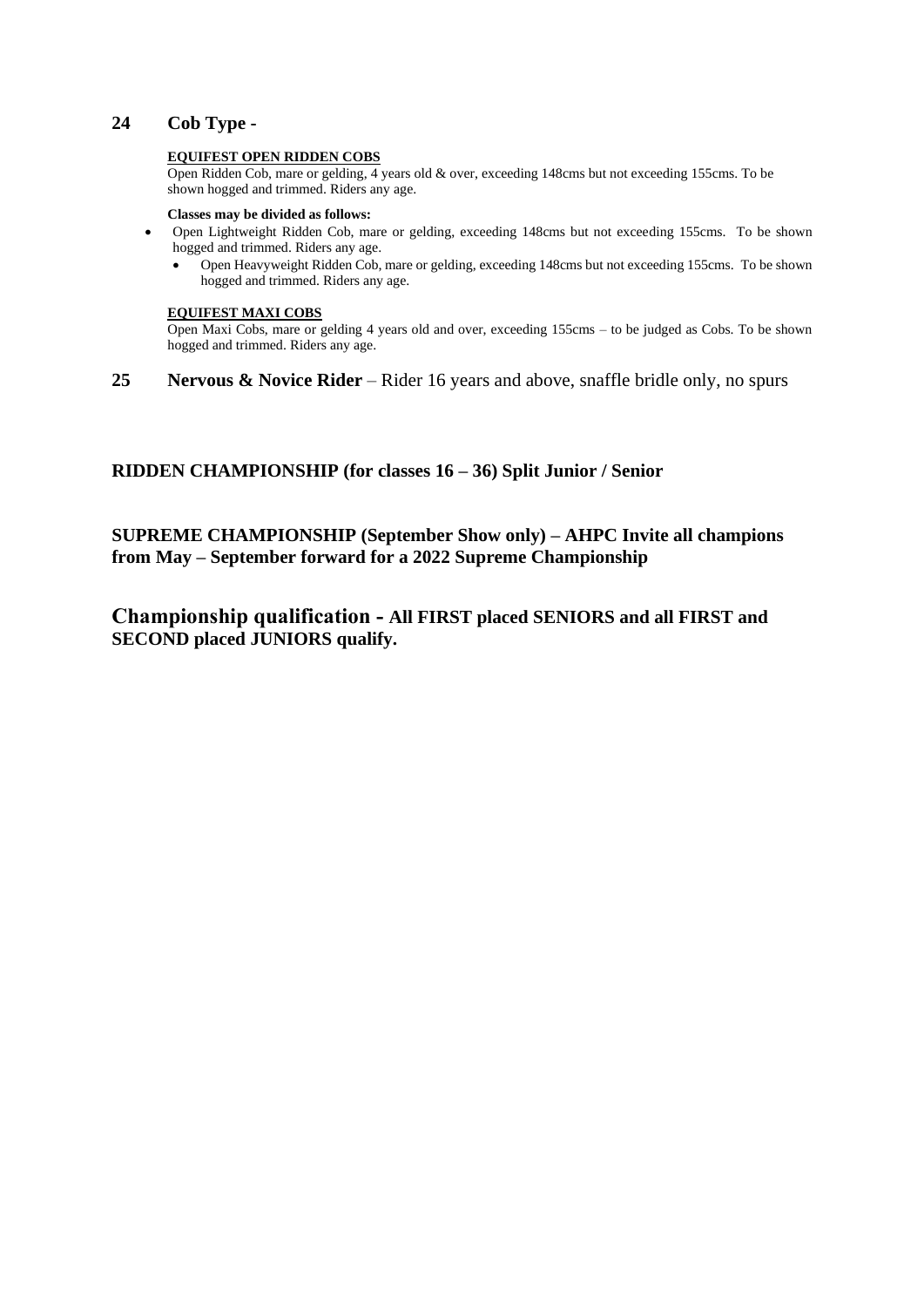## 24 Cob Type -

**EQUIFEST OPEN RIDDEN COBS**

Open Ridden Cob, mare or gelding, 4 years old & over, exceeding 148cms but not exceeding 155cms. To be shown hogged and trimmed. Riders any age.

**Classes may be divided as follows:**

- Open Lightweight Ridden Cob, mare or gelding, exceeding 148cms but not exceeding 155cms. To be shown hogged and trimmed. Riders any age.
- Open Heavyweight Ridden Cob, mare or gelding, exceeding 148cms but not exceeding 155cms. To be shown hogged and trimmed. Riders any age.

**EQUIFEST MAXI COBS**

Open Maxi Cobs, mare or gelding 4 years old and over, exceeding 155cms – to be judged as Cobs. To be shown hogged and trimmed. Riders any age.

## 25 Nervous & Novice Rider – Rider 16 years and above, snaffle bridle only, no spurs

**RIDDEN CHAMPIONSHIP (for classes 16 – 36) Split Junior / Senior**

**SUPREME CHAMPIONSHIP (September Show only) – AHPC Invite all champions from May – September forward for a 2022 Supreme Championship**

**Championship qualification - All FIRST placed SENIORS and all FIRST and SECOND placed JUNIORS qualify.**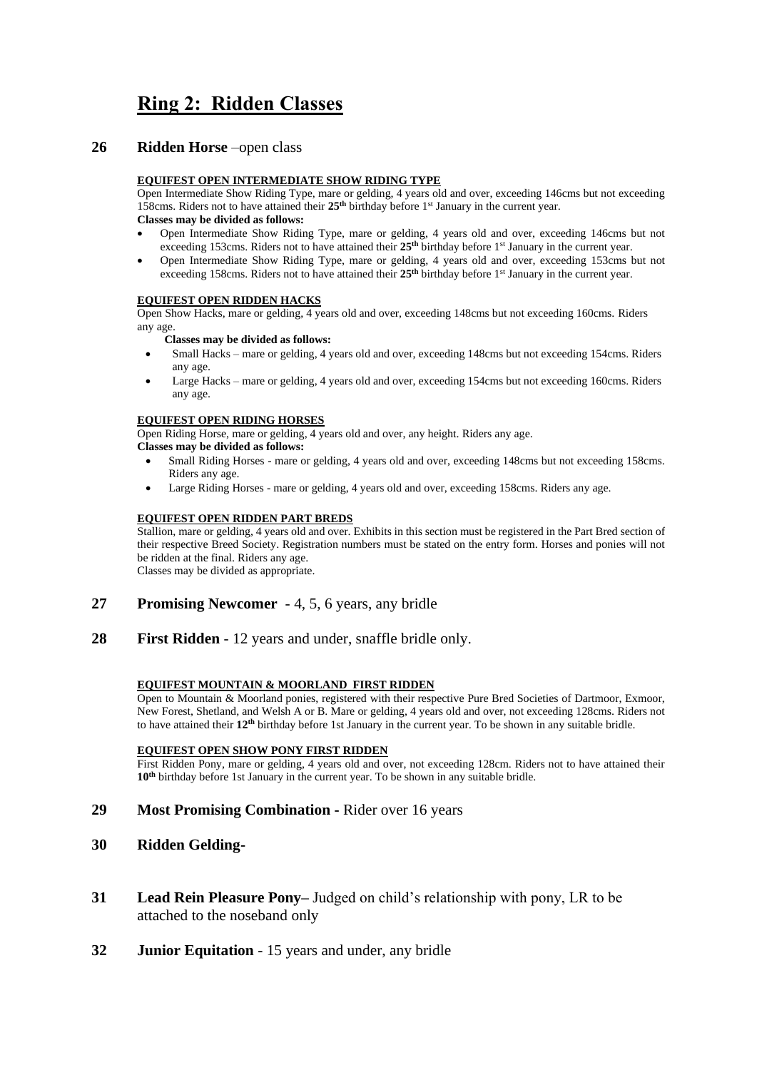# Ring 2: Ridden Classes

## 26 Ridden Horse –open class

**EQUIFEST OPEN INTERMEDIATE SHOW RIDING TYPE**

Open Intermediate Show Riding Type, mare or gelding, 4 years old and over, exceeding 146cms but not exceeding 158cms. Riders not to have attained their **25th** birthday before 1st January in the current year.

**Classes may be divided as follows:**

- Open Intermediate Show Riding Type, mare or gelding, 4 years old and over, exceeding 146cms but not exceeding 153cms. Riders not to have attained their **25th** birthday before 1st January in the current year.
- Open Intermediate Show Riding Type, mare or gelding, 4 years old and over, exceeding 153cms but not exceeding 158cms. Riders not to have attained their **25th** birthday before 1st January in the current year.

**EQUIFEST OPEN RIDDEN HACKS**

Open Show Hacks, mare or gelding, 4 years old and over, exceeding 148cms but not exceeding 160cms. Riders any age.

**Classes may be divided as follows:**

- Small Hacks – mare or gelding, 4 years old and over, exceeding 148cms but not exceeding 154cms. Riders any age.
- Large Hacks – mare or gelding, 4 years old and over, exceeding 154cms but not exceeding 160cms. Riders any age.

**EQUIFEST OPEN RIDING HORSES**

Open Riding Horse, mare or gelding, 4 years old and over, any height. Riders any age.

**Classes may be divided as follows:**

- Small Riding Horses - mare or gelding, 4 years old and over, exceeding 148cms but not exceeding 158cms. Riders any age.
- Large Riding Horses - mare or gelding, 4 years old and over, exceeding 158cms. Riders any age.

**EQUIFEST OPEN RIDDEN PART BREDS**

Stallion, mare or gelding, 4 years old and over. Exhibits in this section must be registered in the Part Bred section of their respective Breed Society. Registration numbers must be stated on the entry form. Horses and ponies will not be ridden at the final. Riders any age.

Classes may be divided as appropriate.

## 27 Promising Newcomer - 4, 5, 6 years, any bridle

## 28 First Ridden - 12 years and under, snaffle bridle only.

**EQUIFEST MOUNTAIN & MOORLAND FIRST RIDDEN**

Open to Mountain & Moorland ponies, registered with their respective Pure Bred Societies of Dartmoor, Exmoor, New Forest, Shetland, and Welsh A or B. Mare or gelding, 4 years old and over, not exceeding 128cms. Riders not to have attained their **12th** birthday before 1st January in the current year. To be shown in any suitable bridle.

**EQUIFEST OPEN SHOW PONY FIRST RIDDEN**

First Ridden Pony, mare or gelding, 4 years old and over, not exceeding 128cm. Riders not to have attained their **10th** birthday before 1st January in the current year. To be shown in any suitable bridle.

## 29 Most Promising Combination - Rider over 16 years

## 30 Ridden Gelding-

## 31 Lead Rein Pleasure Pony– Judged on child's relationship with pony, LR to be attached to the noseband only

## 32 Junior Equitation - 15 years and under, any bridle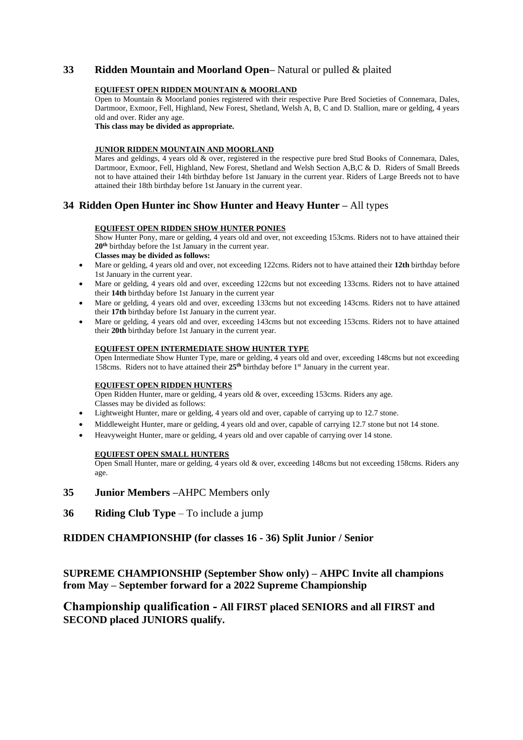## 33 Ridden Mountain and Moorland Open– Natural or pulled & plaited

**EQUIFEST OPEN RIDDEN MOUNTAIN & MOORLAND**

Open to Mountain & Moorland ponies registered with their respective Pure Bred Societies of Connemara, Dales, Dartmoor, Exmoor, Fell, Highland, New Forest, Shetland, Welsh A, B, C and D. Stallion, mare or gelding, 4 years old and over. Rider any age.

**This class may be divided as appropriate.**

**JUNIOR RIDDEN MOUNTAIN AND MOORLAND**

Mares and geldings, 4 years old & over, registered in the respective pure bred Stud Books of Connemara, Dales, Dartmoor, Exmoor, Fell, Highland, New Forest, Shetland and Welsh Section A,B,C & D. Riders of Small Breeds not to have attained their 14th birthday before 1st January in the current year. Riders of Large Breeds not to have attained their 18th birthday before 1st January in the current year.

## 34 Ridden Open Hunter inc Show Hunter and Heavy Hunter – All types

**EQUIFEST OPEN RIDDEN SHOW HUNTER PONIES**

Show Hunter Pony, mare or gelding, 4 years old and over, not exceeding 153cms. Riders not to have attained their **20th** birthday before the 1st January in the current year.

**Classes may be divided as follows:**

- Mare or gelding, 4 years old and over, not exceeding 122cms. Riders not to have attained their **12th** birthday before 1st January in the current year.
- Mare or gelding, 4 years old and over, exceeding 122cms but not exceeding 133cms. Riders not to have attained their **14th** birthday before 1st January in the current year
- Mare or gelding, 4 years old and over, exceeding 133cms but not exceeding 143cms. Riders not to have attained their **17th** birthday before 1st January in the current year.
- Mare or gelding, 4 years old and over, exceeding 143cms but not exceeding 153cms. Riders not to have attained their **20th** birthday before 1st January in the current year.

**EQUIFEST OPEN INTERMEDIATE SHOW HUNTER TYPE**

Open Intermediate Show Hunter Type, mare or gelding, 4 years old and over, exceeding 148cms but not exceeding 158cms. Riders not to have attained their **25th** birthday before 1st January in the current year.

**EQUIFEST OPEN RIDDEN HUNTERS**

Open Ridden Hunter, mare or gelding, 4 years old & over, exceeding 153cms. Riders any age.
Classes may be divided as follows:

- Lightweight Hunter, mare or gelding, 4 years old and over, capable of carrying up to 12.7 stone.
- Middleweight Hunter, mare or gelding, 4 years old and over, capable of carrying 12.7 stone but not 14 stone.
- Heavyweight Hunter, mare or gelding, 4 years old and over capable of carrying over 14 stone.

**EQUIFEST OPEN SMALL HUNTERS**

Open Small Hunter, mare or gelding, 4 years old & over, exceeding 148cms but not exceeding 158cms. Riders any age.

## 35 Junior Members –AHPC Members only

## 36 Riding Club Type – To include a jump

## RIDDEN CHAMPIONSHIP (for classes 16 - 36) Split Junior / Senior

## SUPREME CHAMPIONSHIP (September Show only) – AHPC Invite all champions from May – September forward for a 2022 Supreme Championship

## Championship qualification - All FIRST placed SENIORS and all FIRST and SECOND placed JUNIORS qualify.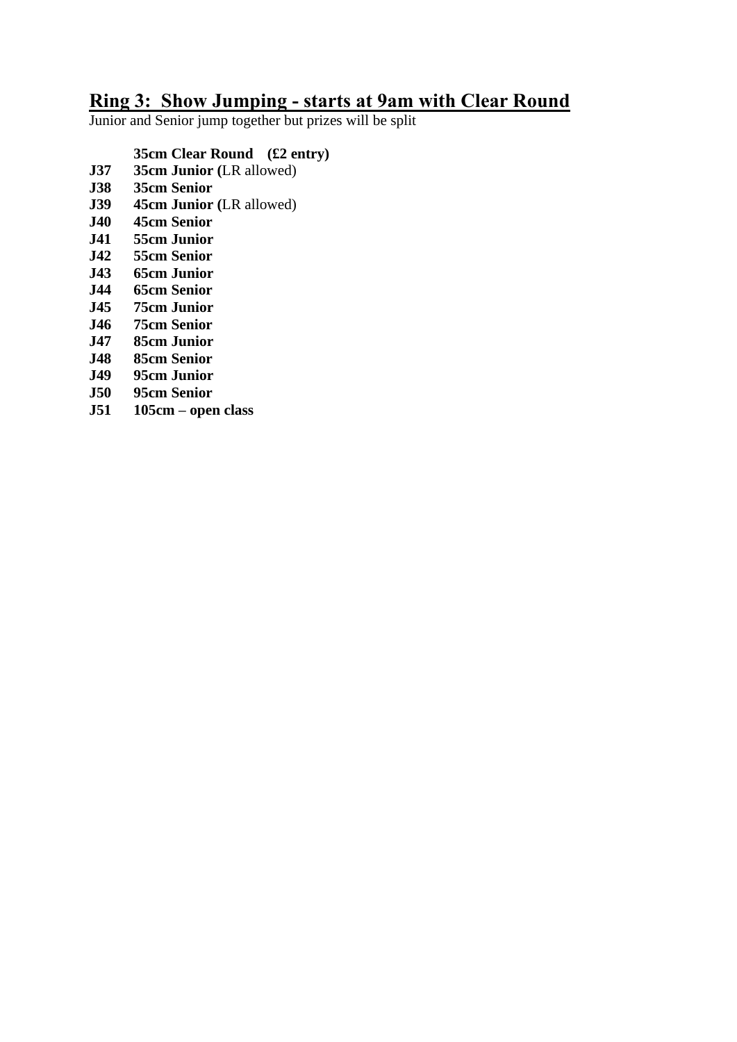## Ring 3: Show Jumping - starts at 9am with Clear Round

Junior and Senior jump together but prizes will be split

| | |
|---|---|
| | **35cm Clear Round (£2 entry)** |
| **J37** | **35cm Junior (**LR allowed) |
| **J38** | **35cm Senior** |
| **J39** | **45cm Junior (**LR allowed) |
| **J40** | **45cm Senior** |
| **J41** | **55cm Junior** |
| **J42** | **55cm Senior** |
| **J43** | **65cm Junior** |
| **J44** | **65cm Senior** |
| **J45** | **75cm Junior** |
| **J46** | **75cm Senior** |
| **J47** | **85cm Junior** |
| **J48** | **85cm Senior** |
| **J49** | **95cm Junior** |
| **J50** | **95cm Senior** |
| **J51** | **105cm – open class** |